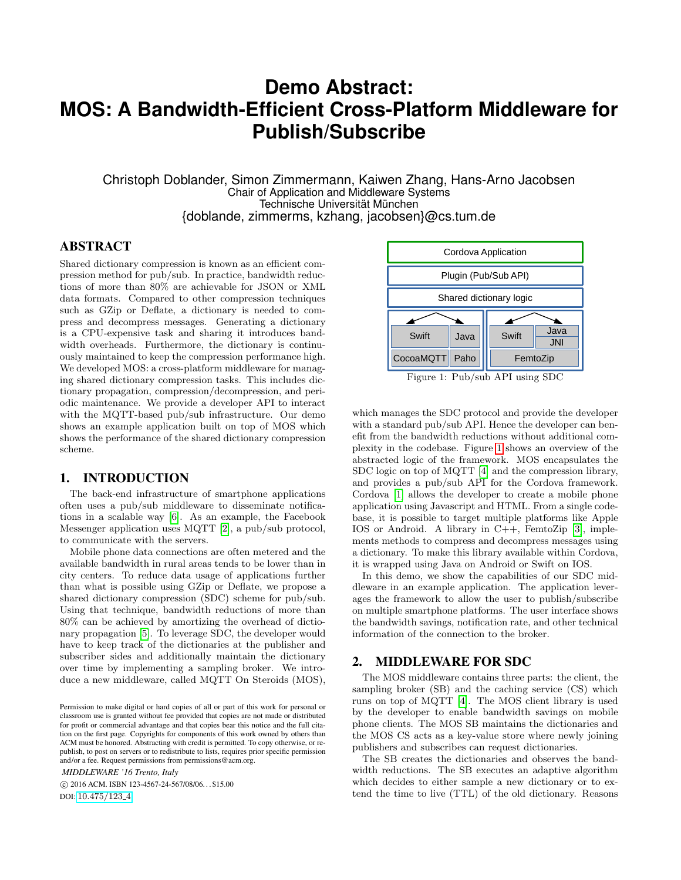# Demo Abstract: MOS: A Bandwidth-Efficient Cross-Platform Middleware for Publish/Subscribe

Christoph Doblander, Simon Zimmermann, Kaiwen Zhang, Hans-Arno Jacobsen
Chair of Application and Middleware Systems
Technische Universität München
{doblande, zimmerms, kzhang, jacobsen}@cs.tum.de

## ABSTRACT

Shared dictionary compression is known as an efficient compression method for pub/sub. In practice, bandwidth reductions of more than 80% are achievable for JSON or XML data formats. Compared to other compression techniques such as GZip or Deflate, a dictionary is needed to compress and decompress messages. Generating a dictionary is a CPU-expensive task and sharing it introduces bandwidth overheads. Furthermore, the dictionary is continuously maintained to keep the compression performance high. We developed MOS: a cross-platform middleware for managing shared dictionary compression tasks. This includes dictionary propagation, compression/decompression, and periodic maintenance. We provide a developer API to interact with the MQTT-based pub/sub infrastructure. Our demo shows an example application built on top of MOS which shows the performance of the shared dictionary compression scheme.

## 1. INTRODUCTION

The back-end infrastructure of smartphone applications often uses a pub/sub middleware to disseminate notifications in a scalable way [6]. As an example, the Facebook Messenger application uses MQTT [2], a pub/sub protocol, to communicate with the servers.

Mobile phone data connections are often metered and the available bandwidth in rural areas tends to be lower than in city centers. To reduce data usage of applications further than what is possible using GZip or Deflate, we propose a shared dictionary compression (SDC) scheme for pub/sub. Using that technique, bandwidth reductions of more than 80% can be achieved by amortizing the overhead of dictionary propagation [5]. To leverage SDC, the developer would have to keep track of the dictionaries at the publisher and subscriber sides and additionally maintain the dictionary over time by implementing a sampling broker. We introduce a new middleware, called MQTT On Steroids (MOS), which manages the SDC protocol and provide the developer with a standard pub/sub API. Hence the developer can benefit from the bandwidth reductions without additional complexity in the codebase. Figure 1 shows an overview of the abstracted logic of the framework. MOS encapsulates the SDC logic on top of MQTT [4] and the compression library, and provides a pub/sub API for the Cordova framework. Cordova [1] allows the developer to create a mobile phone application using Javascript and HTML. From a single codebase, it is possible to target multiple platforms like Apple IOS or Android. A library in C++, FemtoZip [3], implements methods to compress and decompress messages using a dictionary. To make this library available within Cordova, it is wrapped using Java on Android or Swift on IOS.

| Cordova Application | | | |
|---|---|---|---|
| Plugin (Pub/Sub API) | | | |
| Shared dictionary logic | | | |
| Swift | Java | Swift | Java / JNI |
| CocoaMQTT | Paho | FemtoZip | |

Figure 1: Pub/sub API using SDC

In this demo, we show the capabilities of our SDC middleware in an example application. The application leverages the framework to allow the user to publish/subscribe on multiple smartphone platforms. The user interface shows the bandwidth savings, notification rate, and other technical information of the connection to the broker.

## 2. MIDDLEWARE FOR SDC

The MOS middleware contains three parts: the client, the sampling broker (SB) and the caching service (CS) which runs on top of MQTT [4]. The MOS client library is used by the developer to enable bandwidth savings on mobile phone clients. The MOS SB maintains the dictionaries and the MOS CS acts as a key-value store where newly joining publishers and subscribes can request dictionaries.

The SB creates the dictionaries and observes the bandwidth reductions. The SB executes an adaptive algorithm which decides to either sample a new dictionary or to extend the time to live (TTL) of the old dictionary. Reasons

Permission to make digital or hard copies of all or part of this work for personal or classroom use is granted without fee provided that copies are not made or distributed for profit or commercial advantage and that copies bear this notice and the full citation on the first page. Copyrights for components of this work owned by others than ACM must be honored. Abstracting with credit is permitted. To copy otherwise, or republish, to post on servers or to redistribute to lists, requires prior specific permission and/or a fee. Request permissions from permissions@acm.org.

*MIDDLEWARE '16 Trento, Italy*

© 2016 ACM. ISBN 123-4567-24-567/08/06...$15.00

DOI: 10.475/123_4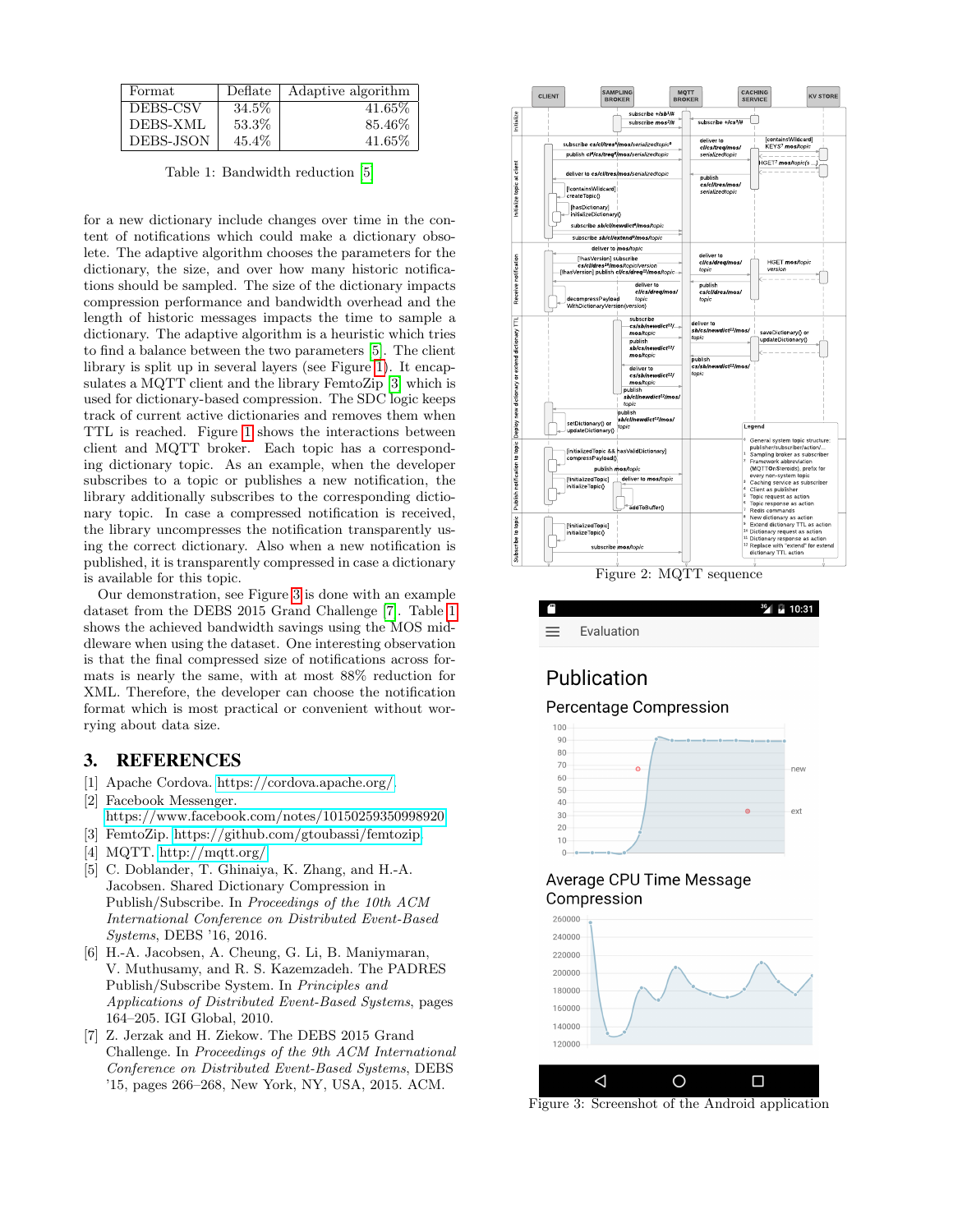| Format | Deflate | Adaptive algorithm |
|---|---|---|
| DEBS-CSV | 34.5% | 41.65% |
| DEBS-XML | 53.3% | 85.46% |
| DEBS-JSON | 45.4% | 41.65% |

Table 1: Bandwidth reduction [5]

for a new dictionary include changes over time in the content of notifications which could make a dictionary obsolete. The adaptive algorithm chooses the parameters for the dictionary, the size, and over how many historic notifications should be sampled. The size of the dictionary impacts compression performance and bandwidth overhead and the length of historic messages impacts the time to sample a dictionary. The adaptive algorithm is a heuristic which tries to find a balance between the two parameters [5]. The client library is split up in several layers (see Figure [1]). It encapsulates a MQTT client and the library FemtoZip [3] which is used for dictionary-based compression. The SDC logic keeps track of current active dictionaries and removes them when TTL is reached. Figure [1] shows the interactions between client and MQTT broker. Each topic has a corresponding dictionary topic. As an example, when the developer subscribes to a topic or publishes a new notification, the library additionally subscribes to the corresponding dictionary topic. In case a compressed notification is received, the library uncompresses the notification transparently using the correct dictionary. Also when a new notification is published, it is transparently compressed in case a dictionary is available for this topic.

Our demonstration, see Figure [3] is done with an example dataset from the DEBS 2015 Grand Challenge [7]. Table [1] shows the achieved bandwidth savings using the MOS middleware when using the dataset. One interesting observation is that the final compressed size of notifications across formats is nearly the same, with at most 88% reduction for XML. Therefore, the developer can choose the notification format which is most practical or convenient without worrying about data size.

## 3. REFERENCES

[1] Apache Cordova. https://cordova.apache.org/.

[2] Facebook Messenger. https://www.facebook.com/notes/10150259350998920.

[3] FemtoZip. https://github.com/gtoubassi/femtozip.

[4] MQTT. http://mqtt.org/.

[5] C. Doblander, T. Ghinaiya, K. Zhang, and H.-A. Jacobsen. Shared Dictionary Compression in Publish/Subscribe. In *Proceedings of the 10th ACM International Conference on Distributed Event-Based Systems*, DEBS '16, 2016.

[6] H.-A. Jacobsen, A. Cheung, G. Li, B. Maniymaran, V. Muthusamy, and R. S. Kazemzadeh. The PADRES Publish/Subscribe System. In *Principles and Applications of Distributed Event-Based Systems*, pages 164–205. IGI Global, 2010.

[7] Z. Jerzak and H. Ziekow. The DEBS 2015 Grand Challenge. In *Proceedings of the 9th ACM International Conference on Distributed Event-Based Systems*, DEBS '15, pages 266–268, New York, NY, USA, 2015. ACM.

Figure 2: MQTT sequence

Figure 3: Screenshot of the Android application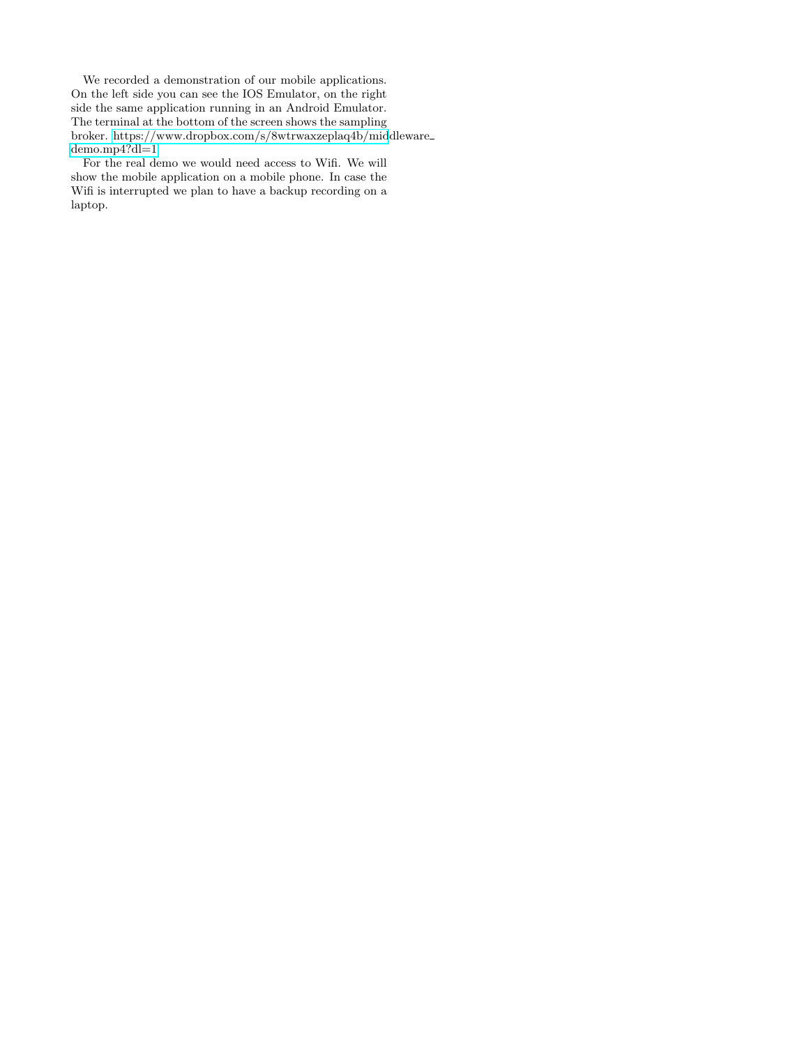We recorded a demonstration of our mobile applications. On the left side you can see the IOS Emulator, on the right side the same application running in an Android Emulator. The terminal at the bottom of the screen shows the sampling broker. https://www.dropbox.com/s/8wtrwaxzeplaq4b/middleware_demo.mp4?dl=1

For the real demo we would need access to Wifi. We will show the mobile application on a mobile phone. In case the Wifi is interrupted we plan to have a backup recording on a laptop.